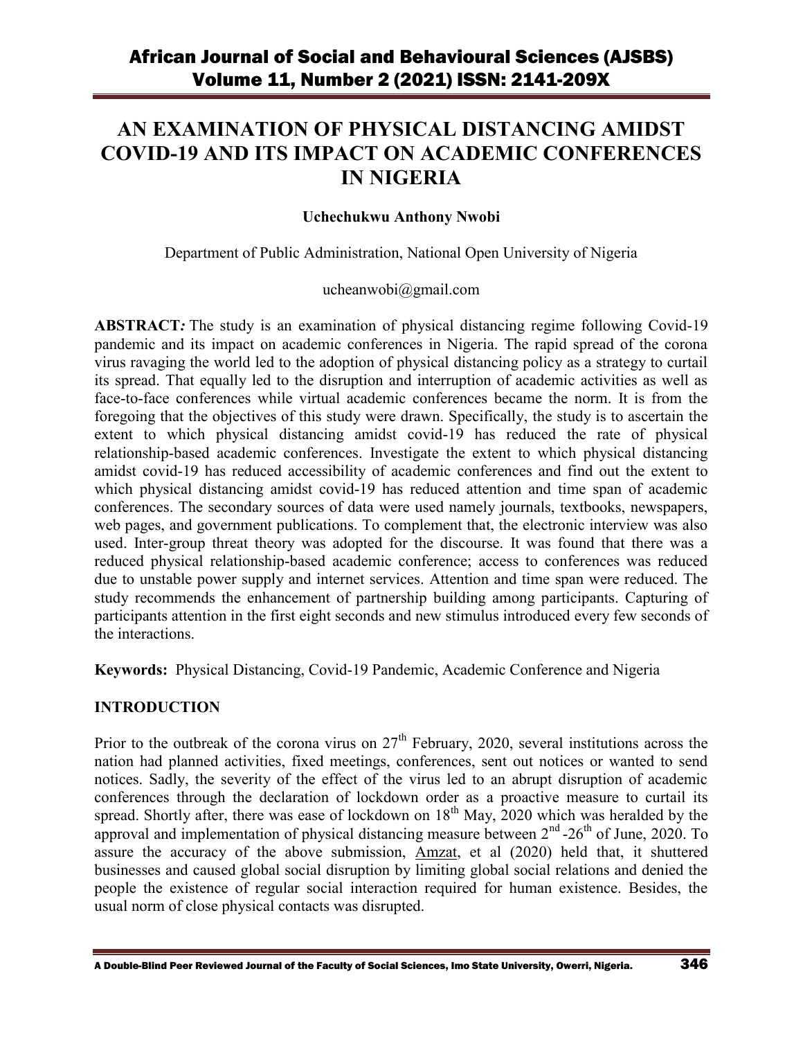# AN EXAMINATION OF PHYSICAL DISTANCING AMIDST COVID-19 AND ITS IMPACT ON ACADEMIC CONFERENCES IN NIGERIA

**Uchechukwu Anthony Nwobi**

Department of Public Administration, National Open University of Nigeria

ucheanwobi@gmail.com

**ABSTRACT*:*** The study is an examination of physical distancing regime following Covid-19 pandemic and its impact on academic conferences in Nigeria. The rapid spread of the corona virus ravaging the world led to the adoption of physical distancing policy as a strategy to curtail its spread. That equally led to the disruption and interruption of academic activities as well as face-to-face conferences while virtual academic conferences became the norm. It is from the foregoing that the objectives of this study were drawn. Specifically, the study is to ascertain the extent to which physical distancing amidst covid-19 has reduced the rate of physical relationship-based academic conferences. Investigate the extent to which physical distancing amidst covid-19 has reduced accessibility of academic conferences and find out the extent to which physical distancing amidst covid-19 has reduced attention and time span of academic conferences. The secondary sources of data were used namely journals, textbooks, newspapers, web pages, and government publications. To complement that, the electronic interview was also used. Inter-group threat theory was adopted for the discourse. It was found that there was a reduced physical relationship-based academic conference; access to conferences was reduced due to unstable power supply and internet services. Attention and time span were reduced. The study recommends the enhancement of partnership building among participants. Capturing of participants attention in the first eight seconds and new stimulus introduced every few seconds of the interactions.

**Keywords:** Physical Distancing, Covid-19 Pandemic, Academic Conference and Nigeria

## INTRODUCTION

Prior to the outbreak of the corona virus on 27th February, 2020, several institutions across the nation had planned activities, fixed meetings, conferences, sent out notices or wanted to send notices. Sadly, the severity of the effect of the virus led to an abrupt disruption of academic conferences through the declaration of lockdown order as a proactive measure to curtail its spread. Shortly after, there was ease of lockdown on 18th May, 2020 which was heralded by the approval and implementation of physical distancing measure between 2nd -26th of June, 2020. To assure the accuracy of the above submission, Amzat, et al (2020) held that, it shuttered businesses and caused global social disruption by limiting global social relations and denied the people the existence of regular social interaction required for human existence. Besides, the usual norm of close physical contacts was disrupted.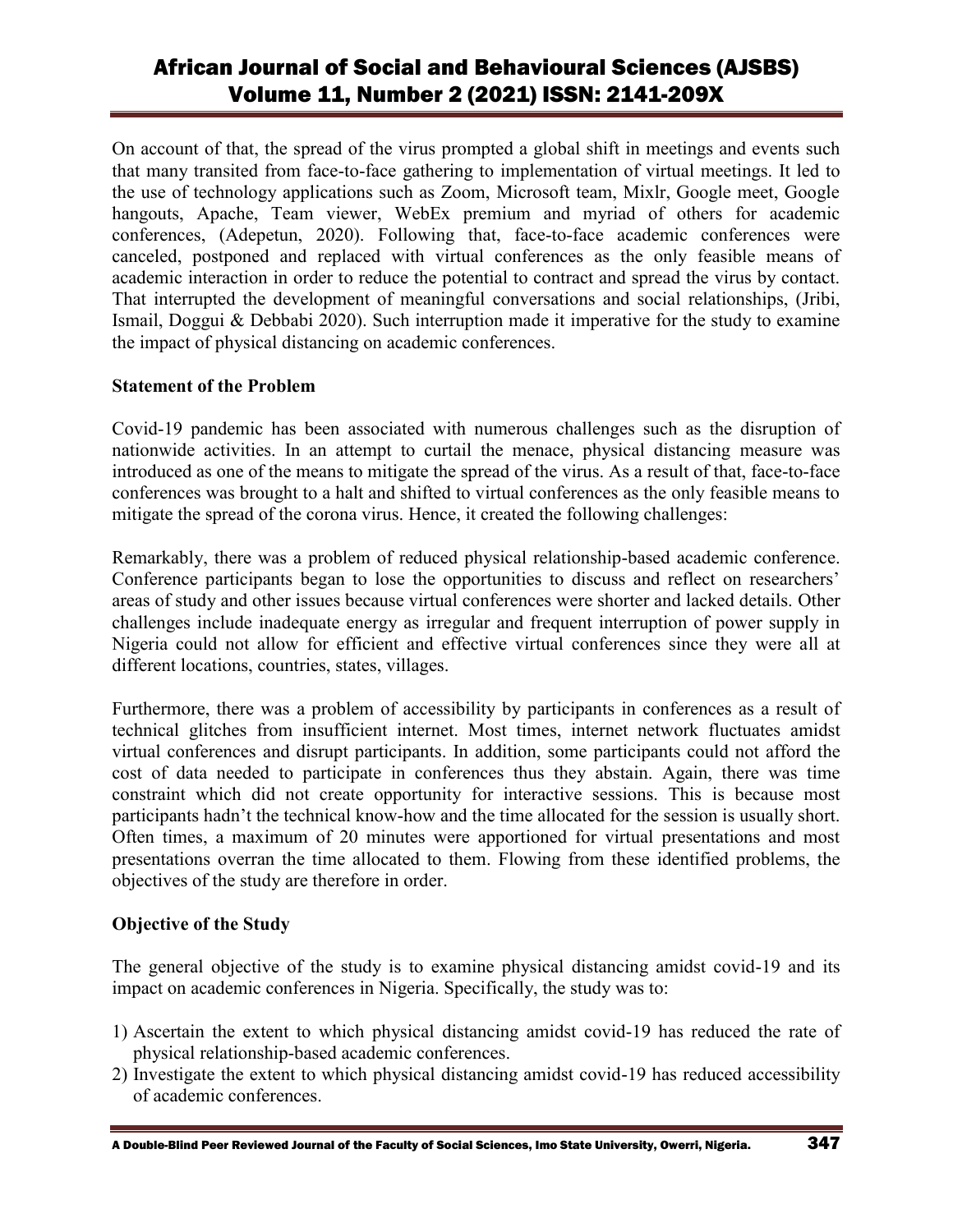On account of that, the spread of the virus prompted a global shift in meetings and events such that many transited from face-to-face gathering to implementation of virtual meetings. It led to the use of technology applications such as Zoom, Microsoft team, Mixlr, Google meet, Google hangouts, Apache, Team viewer, WebEx premium and myriad of others for academic conferences, (Adepetun, 2020). Following that, face-to-face academic conferences were canceled, postponed and replaced with virtual conferences as the only feasible means of academic interaction in order to reduce the potential to contract and spread the virus by contact. That interrupted the development of meaningful conversations and social relationships, (Jribi, Ismail, Doggui & Debbabi 2020). Such interruption made it imperative for the study to examine the impact of physical distancing on academic conferences.

**Statement of the Problem**

Covid-19 pandemic has been associated with numerous challenges such as the disruption of nationwide activities. In an attempt to curtail the menace, physical distancing measure was introduced as one of the means to mitigate the spread of the virus. As a result of that, face-to-face conferences was brought to a halt and shifted to virtual conferences as the only feasible means to mitigate the spread of the corona virus. Hence, it created the following challenges:

Remarkably, there was a problem of reduced physical relationship-based academic conference. Conference participants began to lose the opportunities to discuss and reflect on researchers' areas of study and other issues because virtual conferences were shorter and lacked details. Other challenges include inadequate energy as irregular and frequent interruption of power supply in Nigeria could not allow for efficient and effective virtual conferences since they were all at different locations, countries, states, villages.

Furthermore, there was a problem of accessibility by participants in conferences as a result of technical glitches from insufficient internet. Most times, internet network fluctuates amidst virtual conferences and disrupt participants. In addition, some participants could not afford the cost of data needed to participate in conferences thus they abstain. Again, there was time constraint which did not create opportunity for interactive sessions. This is because most participants hadn't the technical know-how and the time allocated for the session is usually short. Often times, a maximum of 20 minutes were apportioned for virtual presentations and most presentations overran the time allocated to them. Flowing from these identified problems, the objectives of the study are therefore in order.

**Objective of the Study**

The general objective of the study is to examine physical distancing amidst covid-19 and its impact on academic conferences in Nigeria. Specifically, the study was to:

1) Ascertain the extent to which physical distancing amidst covid-19 has reduced the rate of physical relationship-based academic conferences.
2) Investigate the extent to which physical distancing amidst covid-19 has reduced accessibility of academic conferences.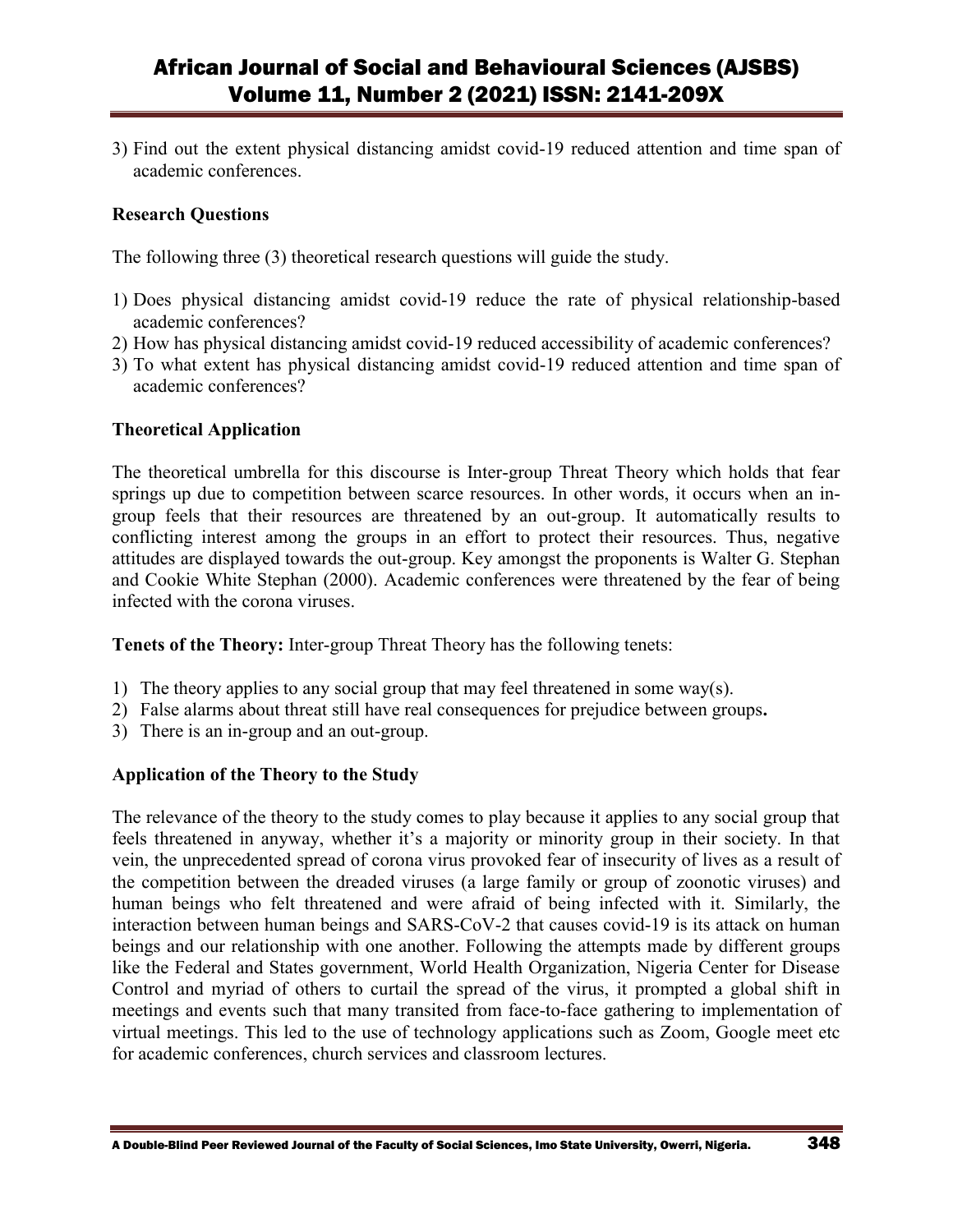3) Find out the extent physical distancing amidst covid-19 reduced attention and time span of academic conferences.

**Research Questions**

The following three (3) theoretical research questions will guide the study.

1) Does physical distancing amidst covid-19 reduce the rate of physical relationship-based academic conferences?
2) How has physical distancing amidst covid-19 reduced accessibility of academic conferences?
3) To what extent has physical distancing amidst covid-19 reduced attention and time span of academic conferences?

**Theoretical Application**

The theoretical umbrella for this discourse is Inter-group Threat Theory which holds that fear springs up due to competition between scarce resources. In other words, it occurs when an in-group feels that their resources are threatened by an out-group. It automatically results to conflicting interest among the groups in an effort to protect their resources. Thus, negative attitudes are displayed towards the out-group. Key amongst the proponents is Walter G. Stephan and Cookie White Stephan (2000). Academic conferences were threatened by the fear of being infected with the corona viruses.

**Tenets of the Theory:** Inter-group Threat Theory has the following tenets:

1) The theory applies to any social group that may feel threatened in some way(s).
2) False alarms about threat still have real consequences for prejudice between groups**.**
3) There is an in-group and an out-group.

**Application of the Theory to the Study**

The relevance of the theory to the study comes to play because it applies to any social group that feels threatened in anyway, whether it's a majority or minority group in their society. In that vein, the unprecedented spread of corona virus provoked fear of insecurity of lives as a result of the competition between the dreaded viruses (a large family or group of zoonotic viruses) and human beings who felt threatened and were afraid of being infected with it. Similarly, the interaction between human beings and SARS-CoV-2 that causes covid-19 is its attack on human beings and our relationship with one another. Following the attempts made by different groups like the Federal and States government, World Health Organization, Nigeria Center for Disease Control and myriad of others to curtail the spread of the virus, it prompted a global shift in meetings and events such that many transited from face-to-face gathering to implementation of virtual meetings. This led to the use of technology applications such as Zoom, Google meet etc for academic conferences, church services and classroom lectures.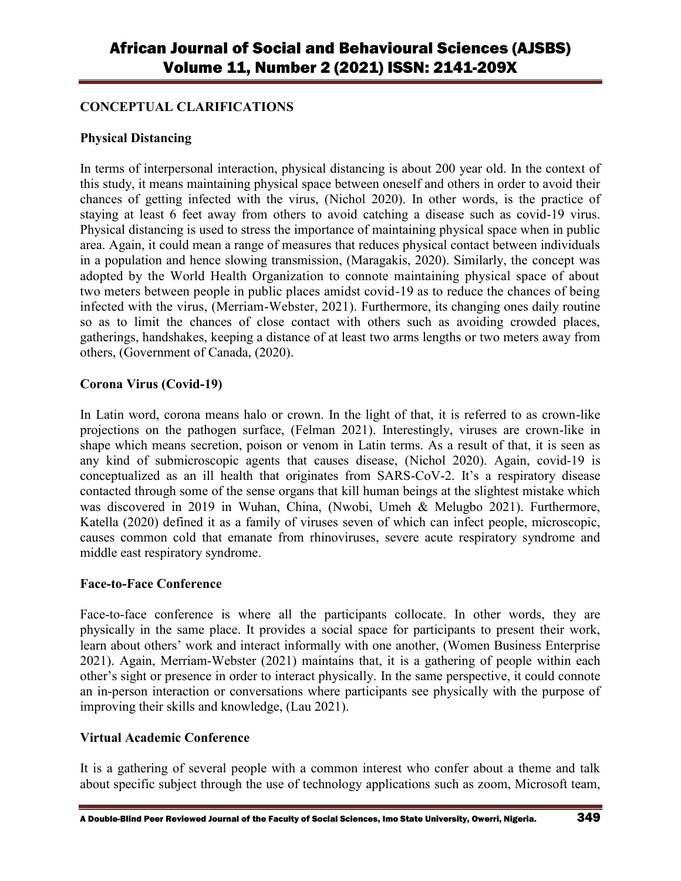## CONCEPTUAL CLARIFICATIONS

### Physical Distancing

In terms of interpersonal interaction, physical distancing is about 200 year old. In the context of this study, it means maintaining physical space between oneself and others in order to avoid their chances of getting infected with the virus, (Nichol 2020). In other words, is the practice of staying at least 6 feet away from others to avoid catching a disease such as covid-19 virus. Physical distancing is used to stress the importance of maintaining physical space when in public area. Again, it could mean a range of measures that reduces physical contact between individuals in a population and hence slowing transmission, (Maragakis, 2020). Similarly, the concept was adopted by the World Health Organization to connote maintaining physical space of about two meters between people in public places amidst covid-19 as to reduce the chances of being infected with the virus, (Merriam-Webster, 2021). Furthermore, its changing ones daily routine so as to limit the chances of close contact with others such as avoiding crowded places, gatherings, handshakes, keeping a distance of at least two arms lengths or two meters away from others, (Government of Canada, (2020).

### Corona Virus (Covid-19)

In Latin word, corona means halo or crown. In the light of that, it is referred to as crown-like projections on the pathogen surface, (Felman 2021). Interestingly, viruses are crown-like in shape which means secretion, poison or venom in Latin terms. As a result of that, it is seen as any kind of submicroscopic agents that causes disease, (Nichol 2020). Again, covid-19 is conceptualized as an ill health that originates from SARS-CoV-2. It's a respiratory disease contacted through some of the sense organs that kill human beings at the slightest mistake which was discovered in 2019 in Wuhan, China, (Nwobi, Umeh & Melugbo 2021). Furthermore, Katella (2020) defined it as a family of viruses seven of which can infect people, microscopic, causes common cold that emanate from rhinoviruses, severe acute respiratory syndrome and middle east respiratory syndrome.

### Face-to-Face Conference

Face-to-face conference is where all the participants collocate. In other words, they are physically in the same place. It provides a social space for participants to present their work, learn about others' work and interact informally with one another, (Women Business Enterprise 2021). Again, Merriam-Webster (2021) maintains that, it is a gathering of people within each other's sight or presence in order to interact physically. In the same perspective, it could connote an in-person interaction or conversations where participants see physically with the purpose of improving their skills and knowledge, (Lau 2021).

### Virtual Academic Conference

It is a gathering of several people with a common interest who confer about a theme and talk about specific subject through the use of technology applications such as zoom, Microsoft team,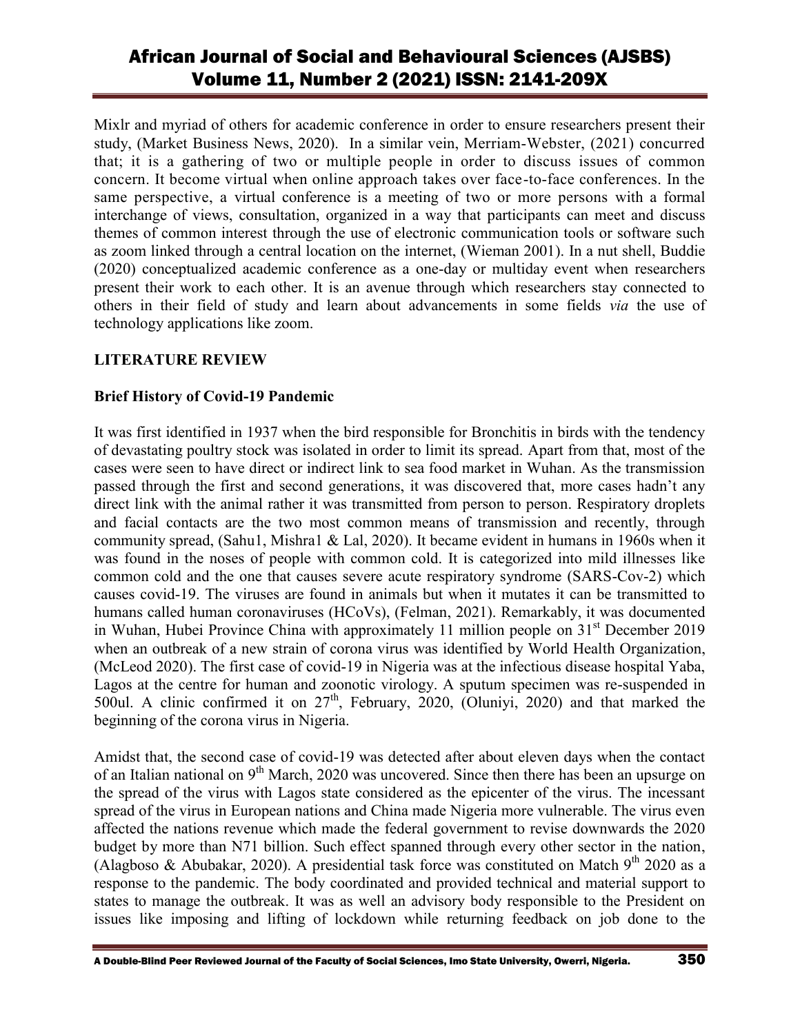Mixlr and myriad of others for academic conference in order to ensure researchers present their study, (Market Business News, 2020). In a similar vein, Merriam-Webster, (2021) concurred that; it is a gathering of two or multiple people in order to discuss issues of common concern. It become virtual when online approach takes over face-to-face conferences. In the same perspective, a virtual conference is a meeting of two or more persons with a formal interchange of views, consultation, organized in a way that participants can meet and discuss themes of common interest through the use of electronic communication tools or software such as zoom linked through a central location on the internet, (Wieman 2001). In a nut shell, Buddie (2020) conceptualized academic conference as a one-day or multiday event when researchers present their work to each other. It is an avenue through which researchers stay connected to others in their field of study and learn about advancements in some fields *via* the use of technology applications like zoom.

## LITERATURE REVIEW

### Brief History of Covid-19 Pandemic

It was first identified in 1937 when the bird responsible for Bronchitis in birds with the tendency of devastating poultry stock was isolated in order to limit its spread. Apart from that, most of the cases were seen to have direct or indirect link to sea food market in Wuhan. As the transmission passed through the first and second generations, it was discovered that, more cases hadn't any direct link with the animal rather it was transmitted from person to person. Respiratory droplets and facial contacts are the two most common means of transmission and recently, through community spread, (Sahu1, Mishra1 & Lal, 2020). It became evident in humans in 1960s when it was found in the noses of people with common cold. It is categorized into mild illnesses like common cold and the one that causes severe acute respiratory syndrome (SARS-Cov-2) which causes covid-19. The viruses are found in animals but when it mutates it can be transmitted to humans called human coronaviruses (HCoVs), (Felman, 2021). Remarkably, it was documented in Wuhan, Hubei Province China with approximately 11 million people on 31st December 2019 when an outbreak of a new strain of corona virus was identified by World Health Organization, (McLeod 2020). The first case of covid-19 in Nigeria was at the infectious disease hospital Yaba, Lagos at the centre for human and zoonotic virology. A sputum specimen was re-suspended in 500ul. A clinic confirmed it on 27th, February, 2020, (Oluniyi, 2020) and that marked the beginning of the corona virus in Nigeria.

Amidst that, the second case of covid-19 was detected after about eleven days when the contact of an Italian national on 9th March, 2020 was uncovered. Since then there has been an upsurge on the spread of the virus with Lagos state considered as the epicenter of the virus. The incessant spread of the virus in European nations and China made Nigeria more vulnerable. The virus even affected the nations revenue which made the federal government to revise downwards the 2020 budget by more than N71 billion. Such effect spanned through every other sector in the nation, (Alagboso & Abubakar, 2020). A presidential task force was constituted on Match 9th 2020 as a response to the pandemic. The body coordinated and provided technical and material support to states to manage the outbreak. It was as well an advisory body responsible to the President on issues like imposing and lifting of lockdown while returning feedback on job done to the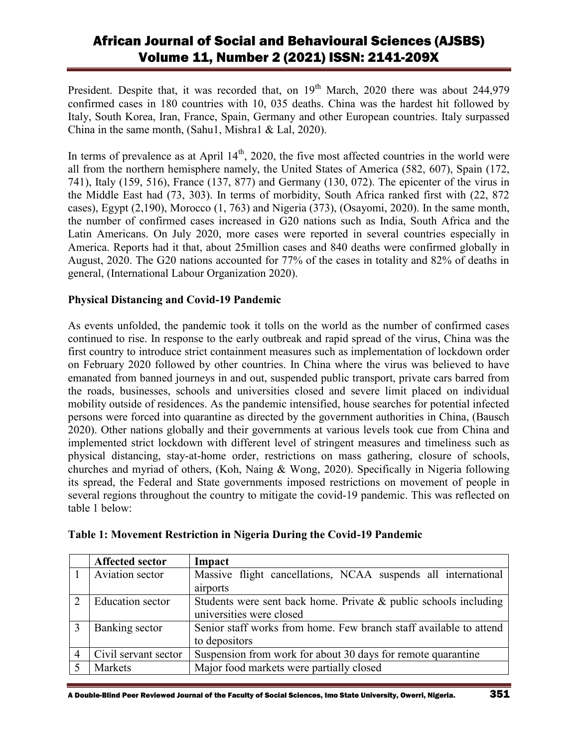President. Despite that, it was recorded that, on 19th March, 2020 there was about 244,979 confirmed cases in 180 countries with 10, 035 deaths. China was the hardest hit followed by Italy, South Korea, Iran, France, Spain, Germany and other European countries. Italy surpassed China in the same month, (Sahu1, Mishra1 & Lal, 2020).

In terms of prevalence as at April 14th, 2020, the five most affected countries in the world were all from the northern hemisphere namely, the United States of America (582, 607), Spain (172, 741), Italy (159, 516), France (137, 877) and Germany (130, 072). The epicenter of the virus in the Middle East had (73, 303). In terms of morbidity, South Africa ranked first with (22, 872 cases), Egypt (2,190), Morocco (1, 763) and Nigeria (373), (Osayomi, 2020). In the same month, the number of confirmed cases increased in G20 nations such as India, South Africa and the Latin Americans. On July 2020, more cases were reported in several countries especially in America. Reports had it that, about 25million cases and 840 deaths were confirmed globally in August, 2020. The G20 nations accounted for 77% of the cases in totality and 82% of deaths in general, (International Labour Organization 2020).

**Physical Distancing and Covid-19 Pandemic**

As events unfolded, the pandemic took it tolls on the world as the number of confirmed cases continued to rise. In response to the early outbreak and rapid spread of the virus, China was the first country to introduce strict containment measures such as implementation of lockdown order on February 2020 followed by other countries. In China where the virus was believed to have emanated from banned journeys in and out, suspended public transport, private cars barred from the roads, businesses, schools and universities closed and severe limit placed on individual mobility outside of residences. As the pandemic intensified, house searches for potential infected persons were forced into quarantine as directed by the government authorities in China, (Bausch 2020). Other nations globally and their governments at various levels took cue from China and implemented strict lockdown with different level of stringent measures and timeliness such as physical distancing, stay-at-home order, restrictions on mass gathering, closure of schools, churches and myriad of others, (Koh, Naing & Wong, 2020). Specifically in Nigeria following its spread, the Federal and State governments imposed restrictions on movement of people in several regions throughout the country to mitigate the covid-19 pandemic. This was reflected on table 1 below:

**Table 1: Movement Restriction in Nigeria During the Covid-19 Pandemic**

| | Affected sector | Impact |
|---|---|---|
| 1 | Aviation sector | Massive flight cancellations, NCAA suspends all international airports |
| 2 | Education sector | Students were sent back home. Private & public schools including universities were closed |
| 3 | Banking sector | Senior staff works from home. Few branch staff available to attend to depositors |
| 4 | Civil servant sector | Suspension from work for about 30 days for remote quarantine |
| 5 | Markets | Major food markets were partially closed |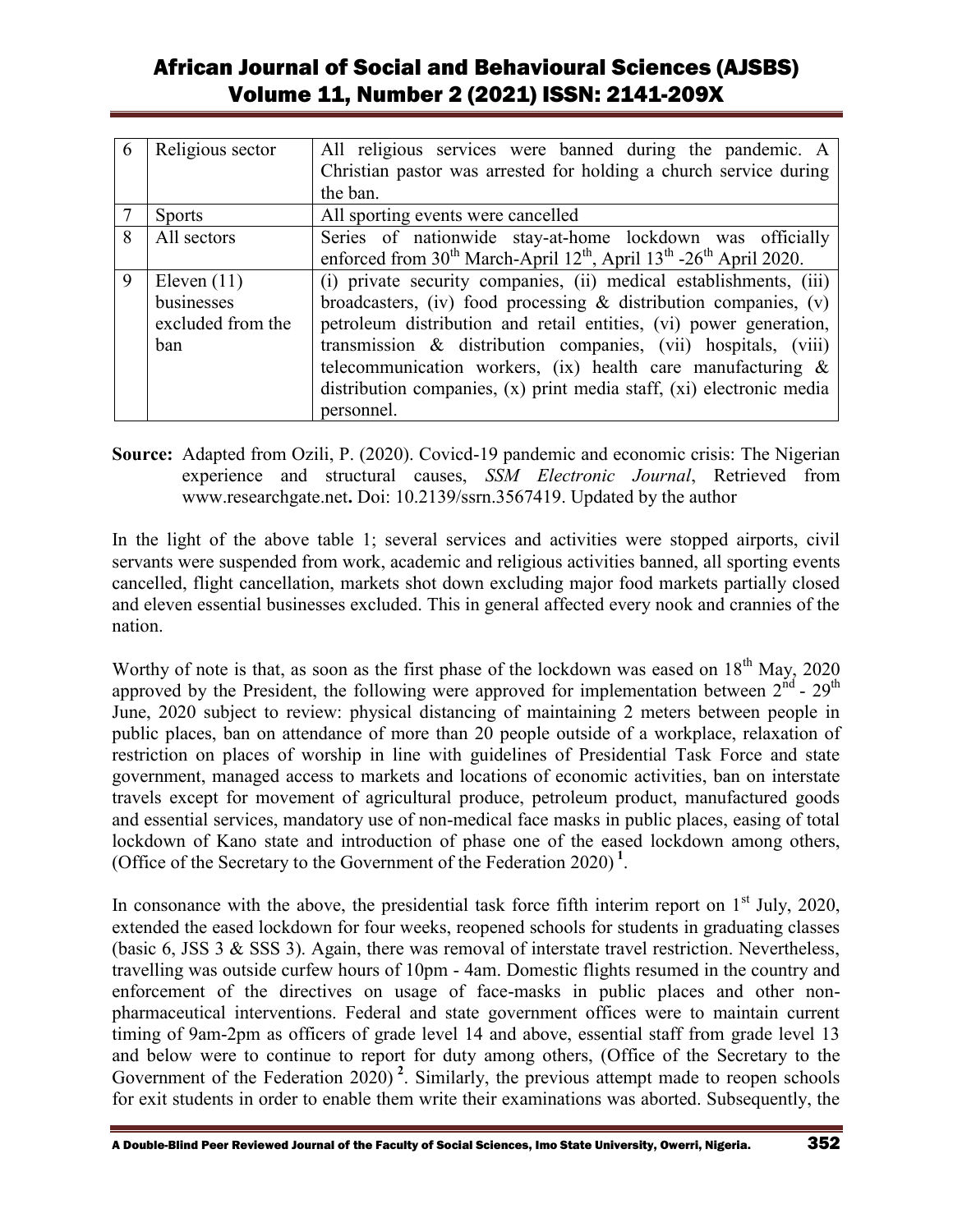| 6 | Religious sector | All religious services were banned during the pandemic. A Christian pastor was arrested for holding a church service during the ban. |
|---|---|---|
| 7 | Sports | All sporting events were cancelled |
| 8 | All sectors | Series of nationwide stay-at-home lockdown was officially enforced from 30th March-April 12th, April 13th -26th April 2020. |
| 9 | Eleven (11) businesses excluded from the ban | (i) private security companies, (ii) medical establishments, (iii) broadcasters, (iv) food processing & distribution companies, (v) petroleum distribution and retail entities, (vi) power generation, transmission & distribution companies, (vii) hospitals, (viii) telecommunication workers, (ix) health care manufacturing & distribution companies, (x) print media staff, (xi) electronic media personnel. |

**Source:** Adapted from Ozili, P. (2020). Covicd-19 pandemic and economic crisis: The Nigerian experience and structural causes, *SSM Electronic Journal*, Retrieved from www.researchgate.net**.** Doi: 10.2139/ssrn.3567419. Updated by the author

In the light of the above table 1; several services and activities were stopped airports, civil servants were suspended from work, academic and religious activities banned, all sporting events cancelled, flight cancellation, markets shot down excluding major food markets partially closed and eleven essential businesses excluded. This in general affected every nook and crannies of the nation.

Worthy of note is that, as soon as the first phase of the lockdown was eased on 18th May, 2020 approved by the President, the following were approved for implementation between 2nd - 29th June, 2020 subject to review: physical distancing of maintaining 2 meters between people in public places, ban on attendance of more than 20 people outside of a workplace, relaxation of restriction on places of worship in line with guidelines of Presidential Task Force and state government, managed access to markets and locations of economic activities, ban on interstate travels except for movement of agricultural produce, petroleum product, manufactured goods and essential services, mandatory use of non-medical face masks in public places, easing of total lockdown of Kano state and introduction of phase one of the eased lockdown among others, (Office of the Secretary to the Government of the Federation 2020) [1].

In consonance with the above, the presidential task force fifth interim report on 1st July, 2020, extended the eased lockdown for four weeks, reopened schools for students in graduating classes (basic 6, JSS 3 & SSS 3). Again, there was removal of interstate travel restriction. Nevertheless, travelling was outside curfew hours of 10pm - 4am. Domestic flights resumed in the country and enforcement of the directives on usage of face-masks in public places and other non-pharmaceutical interventions. Federal and state government offices were to maintain current timing of 9am-2pm as officers of grade level 14 and above, essential staff from grade level 13 and below were to continue to report for duty among others, (Office of the Secretary to the Government of the Federation 2020) [2]. Similarly, the previous attempt made to reopen schools for exit students in order to enable them write their examinations was aborted. Subsequently, the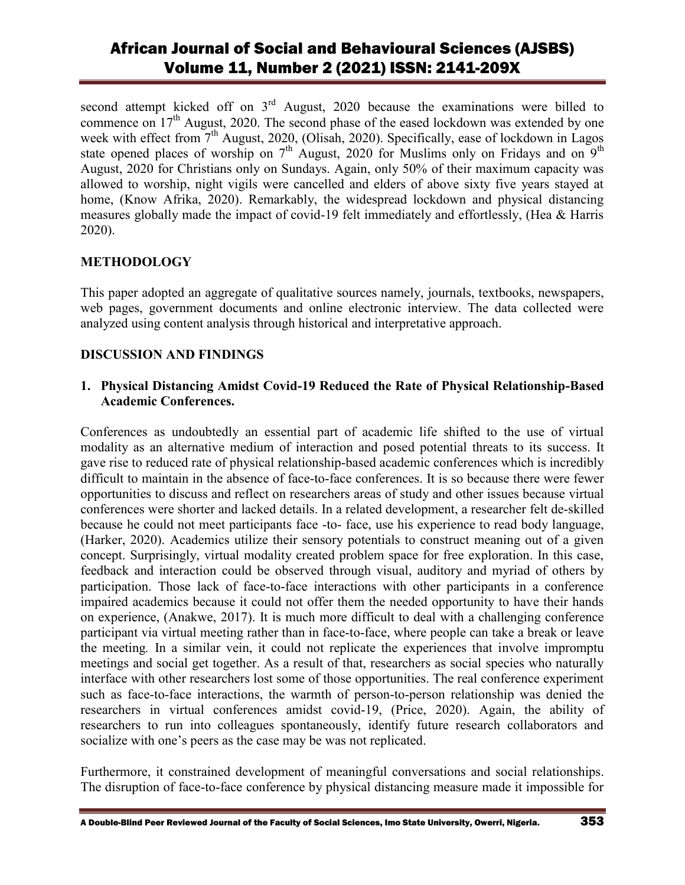second attempt kicked off on 3rd August, 2020 because the examinations were billed to commence on 17th August, 2020. The second phase of the eased lockdown was extended by one week with effect from 7th August, 2020, (Olisah, 2020). Specifically, ease of lockdown in Lagos state opened places of worship on 7th August, 2020 for Muslims only on Fridays and on 9th August, 2020 for Christians only on Sundays. Again, only 50% of their maximum capacity was allowed to worship, night vigils were cancelled and elders of above sixty five years stayed at home, (Know Afrika, 2020). Remarkably, the widespread lockdown and physical distancing measures globally made the impact of covid-19 felt immediately and effortlessly, (Hea & Harris 2020).

## METHODOLOGY

This paper adopted an aggregate of qualitative sources namely, journals, textbooks, newspapers, web pages, government documents and online electronic interview. The data collected were analyzed using content analysis through historical and interpretative approach.

## DISCUSSION AND FINDINGS

### 1. Physical Distancing Amidst Covid-19 Reduced the Rate of Physical Relationship-Based Academic Conferences.

Conferences as undoubtedly an essential part of academic life shifted to the use of virtual modality as an alternative medium of interaction and posed potential threats to its success. It gave rise to reduced rate of physical relationship-based academic conferences which is incredibly difficult to maintain in the absence of face-to-face conferences. It is so because there were fewer opportunities to discuss and reflect on researchers areas of study and other issues because virtual conferences were shorter and lacked details. In a related development, a researcher felt de-skilled because he could not meet participants face -to- face, use his experience to read body language, (Harker, 2020). Academics utilize their sensory potentials to construct meaning out of a given concept. Surprisingly, virtual modality created problem space for free exploration. In this case, feedback and interaction could be observed through visual, auditory and myriad of others by participation. Those lack of face-to-face interactions with other participants in a conference impaired academics because it could not offer them the needed opportunity to have their hands on experience, (Anakwe, 2017). It is much more difficult to deal with a challenging conference participant via virtual meeting rather than in face-to-face, where people can take a break or leave the meeting. In a similar vein, it could not replicate the experiences that involve impromptu meetings and social get together. As a result of that, researchers as social species who naturally interface with other researchers lost some of those opportunities. The real conference experiment such as face-to-face interactions, the warmth of person-to-person relationship was denied the researchers in virtual conferences amidst covid-19, (Price, 2020). Again, the ability of researchers to run into colleagues spontaneously, identify future research collaborators and socialize with one's peers as the case may be was not replicated.

Furthermore, it constrained development of meaningful conversations and social relationships. The disruption of face-to-face conference by physical distancing measure made it impossible for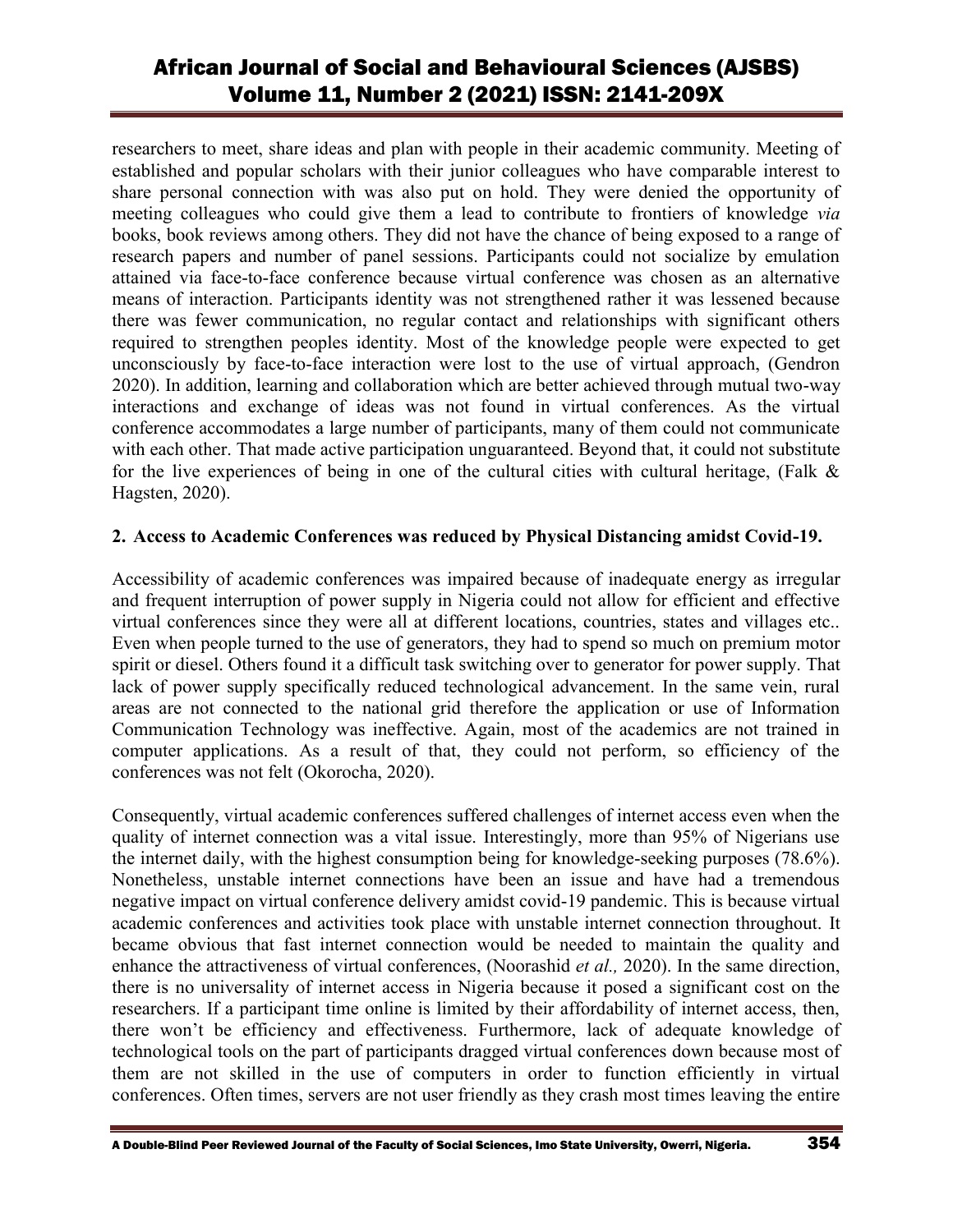researchers to meet, share ideas and plan with people in their academic community. Meeting of established and popular scholars with their junior colleagues who have comparable interest to share personal connection with was also put on hold. They were denied the opportunity of meeting colleagues who could give them a lead to contribute to frontiers of knowledge *via* books, book reviews among others. They did not have the chance of being exposed to a range of research papers and number of panel sessions. Participants could not socialize by emulation attained via face-to-face conference because virtual conference was chosen as an alternative means of interaction. Participants identity was not strengthened rather it was lessened because there was fewer communication, no regular contact and relationships with significant others required to strengthen peoples identity. Most of the knowledge people were expected to get unconsciously by face-to-face interaction were lost to the use of virtual approach, (Gendron 2020). In addition, learning and collaboration which are better achieved through mutual two-way interactions and exchange of ideas was not found in virtual conferences. As the virtual conference accommodates a large number of participants, many of them could not communicate with each other. That made active participation unguaranteed. Beyond that, it could not substitute for the live experiences of being in one of the cultural cities with cultural heritage, (Falk & Hagsten, 2020).

**2. Access to Academic Conferences was reduced by Physical Distancing amidst Covid-19.**

Accessibility of academic conferences was impaired because of inadequate energy as irregular and frequent interruption of power supply in Nigeria could not allow for efficient and effective virtual conferences since they were all at different locations, countries, states and villages etc.. Even when people turned to the use of generators, they had to spend so much on premium motor spirit or diesel. Others found it a difficult task switching over to generator for power supply. That lack of power supply specifically reduced technological advancement. In the same vein, rural areas are not connected to the national grid therefore the application or use of Information Communication Technology was ineffective. Again, most of the academics are not trained in computer applications. As a result of that, they could not perform, so efficiency of the conferences was not felt (Okorocha, 2020).

Consequently, virtual academic conferences suffered challenges of internet access even when the quality of internet connection was a vital issue. Interestingly, more than 95% of Nigerians use the internet daily, with the highest consumption being for knowledge-seeking purposes (78.6%). Nonetheless, unstable internet connections have been an issue and have had a tremendous negative impact on virtual conference delivery amidst covid-19 pandemic. This is because virtual academic conferences and activities took place with unstable internet connection throughout. It became obvious that fast internet connection would be needed to maintain the quality and enhance the attractiveness of virtual conferences, (Noorashid *et al.,* 2020). In the same direction, there is no universality of internet access in Nigeria because it posed a significant cost on the researchers. If a participant time online is limited by their affordability of internet access, then, there won't be efficiency and effectiveness. Furthermore, lack of adequate knowledge of technological tools on the part of participants dragged virtual conferences down because most of them are not skilled in the use of computers in order to function efficiently in virtual conferences. Often times, servers are not user friendly as they crash most times leaving the entire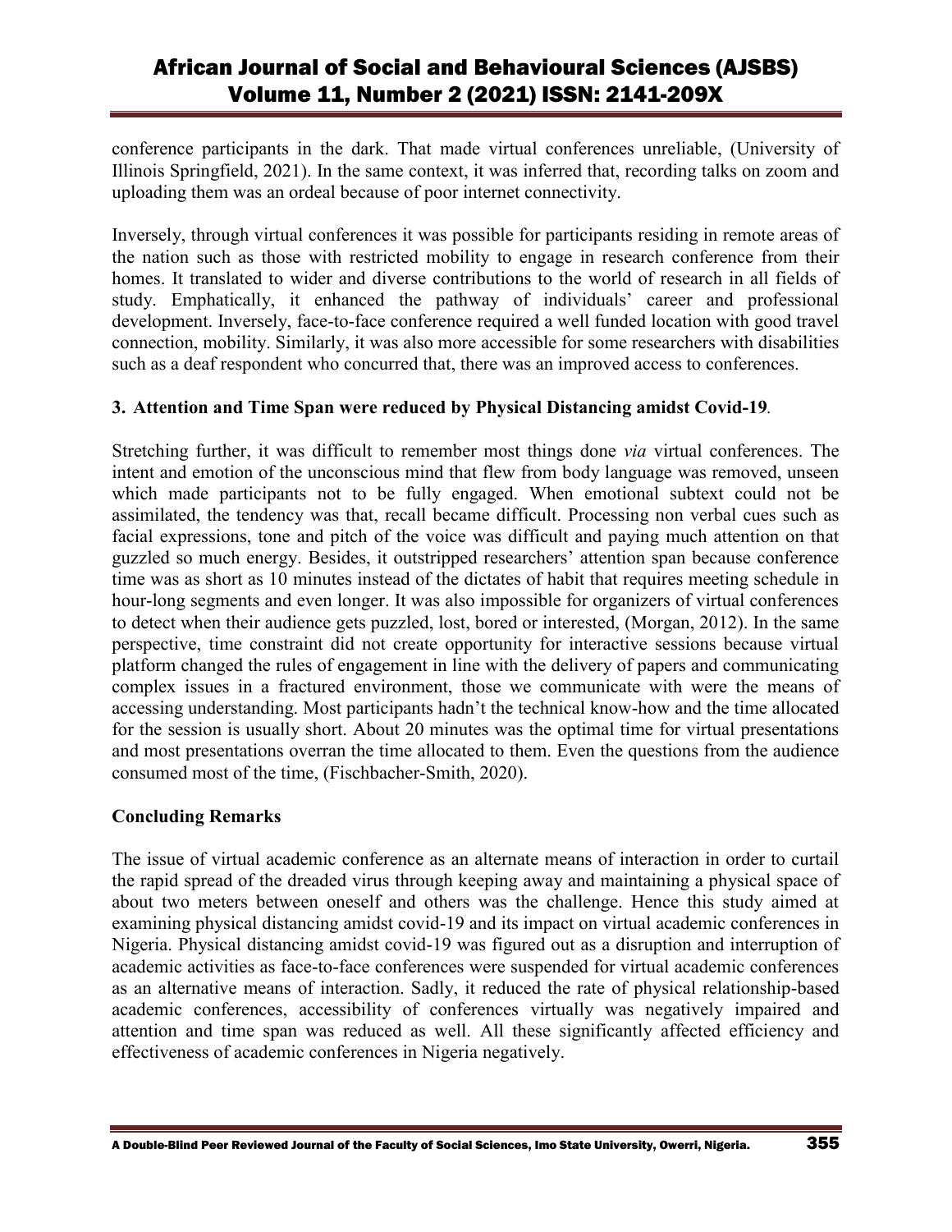conference participants in the dark. That made virtual conferences unreliable, (University of Illinois Springfield, 2021). In the same context, it was inferred that, recording talks on zoom and uploading them was an ordeal because of poor internet connectivity.

Inversely, through virtual conferences it was possible for participants residing in remote areas of the nation such as those with restricted mobility to engage in research conference from their homes. It translated to wider and diverse contributions to the world of research in all fields of study. Emphatically, it enhanced the pathway of individuals' career and professional development. Inversely, face-to-face conference required a well funded location with good travel connection, mobility. Similarly, it was also more accessible for some researchers with disabilities such as a deaf respondent who concurred that, there was an improved access to conferences.

### 3. Attention and Time Span were reduced by Physical Distancing amidst Covid-19.

Stretching further, it was difficult to remember most things done *via* virtual conferences. The intent and emotion of the unconscious mind that flew from body language was removed, unseen which made participants not to be fully engaged. When emotional subtext could not be assimilated, the tendency was that, recall became difficult. Processing non verbal cues such as facial expressions, tone and pitch of the voice was difficult and paying much attention on that guzzled so much energy. Besides, it outstripped researchers' attention span because conference time was as short as 10 minutes instead of the dictates of habit that requires meeting schedule in hour-long segments and even longer. It was also impossible for organizers of virtual conferences to detect when their audience gets puzzled, lost, bored or interested, (Morgan, 2012). In the same perspective, time constraint did not create opportunity for interactive sessions because virtual platform changed the rules of engagement in line with the delivery of papers and communicating complex issues in a fractured environment, those we communicate with were the means of accessing understanding. Most participants hadn't the technical know-how and the time allocated for the session is usually short. About 20 minutes was the optimal time for virtual presentations and most presentations overran the time allocated to them. Even the questions from the audience consumed most of the time, (Fischbacher-Smith, 2020).

## Concluding Remarks

The issue of virtual academic conference as an alternate means of interaction in order to curtail the rapid spread of the dreaded virus through keeping away and maintaining a physical space of about two meters between oneself and others was the challenge. Hence this study aimed at examining physical distancing amidst covid-19 and its impact on virtual academic conferences in Nigeria. Physical distancing amidst covid-19 was figured out as a disruption and interruption of academic activities as face-to-face conferences were suspended for virtual academic conferences as an alternative means of interaction. Sadly, it reduced the rate of physical relationship-based academic conferences, accessibility of conferences virtually was negatively impaired and attention and time span was reduced as well. All these significantly affected efficiency and effectiveness of academic conferences in Nigeria negatively.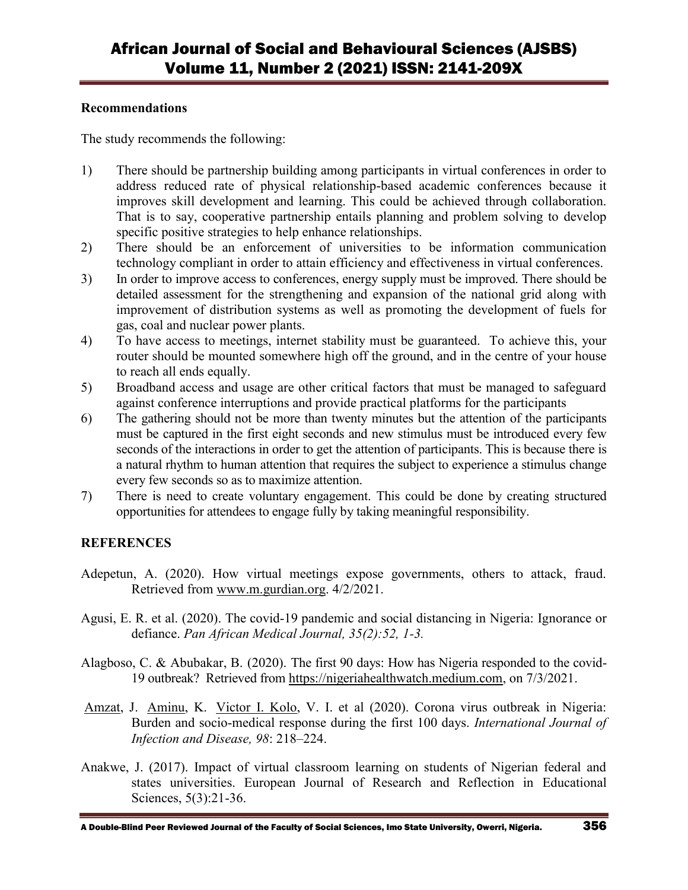## Recommendations

The study recommends the following:

1) There should be partnership building among participants in virtual conferences in order to address reduced rate of physical relationship-based academic conferences because it improves skill development and learning. This could be achieved through collaboration. That is to say, cooperative partnership entails planning and problem solving to develop specific positive strategies to help enhance relationships.
2) There should be an enforcement of universities to be information communication technology compliant in order to attain efficiency and effectiveness in virtual conferences.
3) In order to improve access to conferences, energy supply must be improved. There should be detailed assessment for the strengthening and expansion of the national grid along with improvement of distribution systems as well as promoting the development of fuels for gas, coal and nuclear power plants.
4) To have access to meetings, internet stability must be guaranteed. To achieve this, your router should be mounted somewhere high off the ground, and in the centre of your house to reach all ends equally.
5) Broadband access and usage are other critical factors that must be managed to safeguard against conference interruptions and provide practical platforms for the participants
6) The gathering should not be more than twenty minutes but the attention of the participants must be captured in the first eight seconds and new stimulus must be introduced every few seconds of the interactions in order to get the attention of participants. This is because there is a natural rhythm to human attention that requires the subject to experience a stimulus change every few seconds so as to maximize attention.
7) There is need to create voluntary engagement. This could be done by creating structured opportunities for attendees to engage fully by taking meaningful responsibility.

## REFERENCES

Adepetun, A. (2020). How virtual meetings expose governments, others to attack, fraud. Retrieved from www.m.gurdian.org. 4/2/2021.

Agusi, E. R. et al. (2020). The covid-19 pandemic and social distancing in Nigeria: Ignorance or defiance. *Pan African Medical Journal, 35(2):52, 1-3.*

Alagboso, C. & Abubakar, B. (2020). The first 90 days: How has Nigeria responded to the covid-19 outbreak? Retrieved from https://nigeriahealthwatch.medium.com, on 7/3/2021.

Amzat, J. Aminu, K. Victor I. Kolo, V. I. et al (2020). Corona virus outbreak in Nigeria: Burden and socio-medical response during the first 100 days. *International Journal of Infection and Disease, 98*: 218–224.

Anakwe, J. (2017). Impact of virtual classroom learning on students of Nigerian federal and states universities. European Journal of Research and Reflection in Educational Sciences, 5(3):21-36.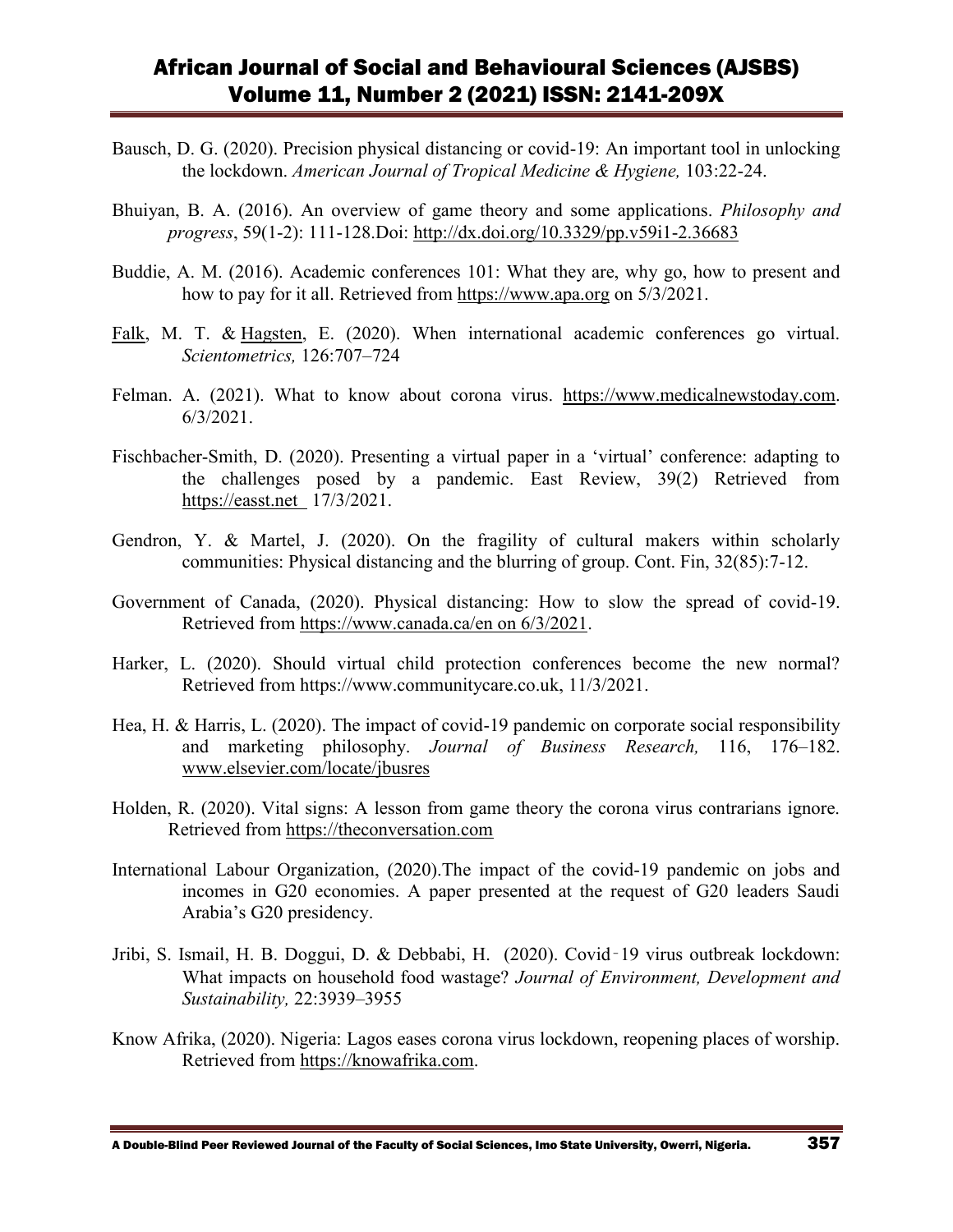Bausch, D. G. (2020). Precision physical distancing or covid-19: An important tool in unlocking the lockdown. *American Journal of Tropical Medicine & Hygiene,* 103:22-24.

Bhuiyan, B. A. (2016). An overview of game theory and some applications. *Philosophy and progress*, 59(1-2): 111-128.Doi: http://dx.doi.org/10.3329/pp.v59i1-2.36683

Buddie, A. M. (2016). Academic conferences 101: What they are, why go, how to present and how to pay for it all. Retrieved from https://www.apa.org on 5/3/2021.

Falk, M. T. & Hagsten, E. (2020). When international academic conferences go virtual. *Scientometrics,* 126:707–724

Felman. A. (2021). What to know about corona virus. https://www.medicalnewstoday.com. 6/3/2021.

Fischbacher-Smith, D. (2020). Presenting a virtual paper in a 'virtual' conference: adapting to the challenges posed by a pandemic. East Review, 39(2) Retrieved from https://easst.net 17/3/2021.

Gendron, Y. & Martel, J. (2020). On the fragility of cultural makers within scholarly communities: Physical distancing and the blurring of group. Cont. Fin, 32(85):7-12.

Government of Canada, (2020). Physical distancing: How to slow the spread of covid-19. Retrieved from https://www.canada.ca/en on 6/3/2021.

Harker, L. (2020). Should virtual child protection conferences become the new normal? Retrieved from https://www.communitycare.co.uk, 11/3/2021.

Hea, H. & Harris, L. (2020). The impact of covid-19 pandemic on corporate social responsibility and marketing philosophy. *Journal of Business Research,* 116, 176–182. www.elsevier.com/locate/jbusres

Holden, R. (2020). Vital signs: A lesson from game theory the corona virus contrarians ignore. Retrieved from https://theconversation.com

International Labour Organization, (2020).The impact of the covid-19 pandemic on jobs and incomes in G20 economies. A paper presented at the request of G20 leaders Saudi Arabia's G20 presidency.

Jribi, S. Ismail, H. B. Doggui, D. & Debbabi, H. (2020). Covid‑19 virus outbreak lockdown: What impacts on household food wastage? *Journal of Environment, Development and Sustainability,* 22:3939–3955

Know Afrika, (2020). Nigeria: Lagos eases corona virus lockdown, reopening places of worship. Retrieved from https://knowafrika.com.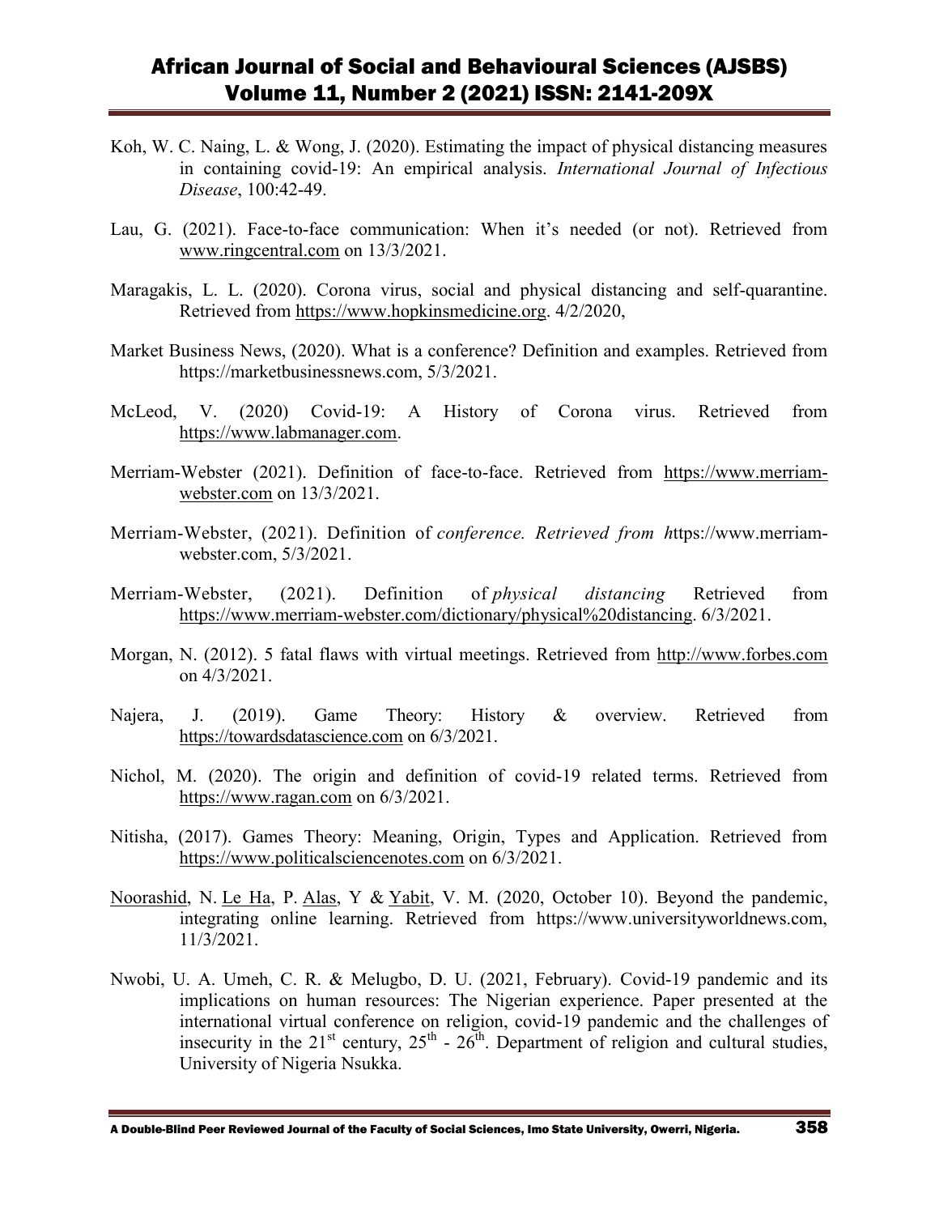Koh, W. C. Naing, L. & Wong, J. (2020). Estimating the impact of physical distancing measures in containing covid-19: An empirical analysis. *International Journal of Infectious Disease*, 100:42-49.

Lau, G. (2021). Face-to-face communication: When it's needed (or not). Retrieved from www.ringcentral.com on 13/3/2021.

Maragakis, L. L. (2020). Corona virus, social and physical distancing and self-quarantine. Retrieved from https://www.hopkinsmedicine.org. 4/2/2020,

Market Business News, (2020). What is a conference? Definition and examples. Retrieved from https://marketbusinessnews.com, 5/3/2021.

McLeod, V. (2020) Covid-19: A History of Corona virus. Retrieved from https://www.labmanager.com.

Merriam-Webster (2021). Definition of face-to-face. Retrieved from https://www.merriam-webster.com on 13/3/2021.

Merriam-Webster, (2021). Definition of *conference. Retrieved from h*ttps://www.merriam-webster.com, 5/3/2021.

Merriam-Webster, (2021). Definition of *physical distancing* Retrieved from https://www.merriam-webster.com/dictionary/physical%20distancing. 6/3/2021.

Morgan, N. (2012). 5 fatal flaws with virtual meetings. Retrieved from http://www.forbes.com on 4/3/2021.

Najera, J. (2019). Game Theory: History & overview. Retrieved from https://towardsdatascience.com on 6/3/2021.

Nichol, M. (2020). The origin and definition of covid-19 related terms. Retrieved from https://www.ragan.com on 6/3/2021.

Nitisha, (2017). Games Theory: Meaning, Origin, Types and Application. Retrieved from https://www.politicalsciencenotes.com on 6/3/2021.

Noorashid, N. Le Ha, P. Alas, Y & Yabit, V. M. (2020, October 10). Beyond the pandemic, integrating online learning. Retrieved from https://www.universityworldnews.com, 11/3/2021.

Nwobi, U. A. Umeh, C. R. & Melugbo, D. U. (2021, February). Covid-19 pandemic and its implications on human resources: The Nigerian experience. Paper presented at the international virtual conference on religion, covid-19 pandemic and the challenges of insecurity in the 21st century, 25th - 26th. Department of religion and cultural studies, University of Nigeria Nsukka.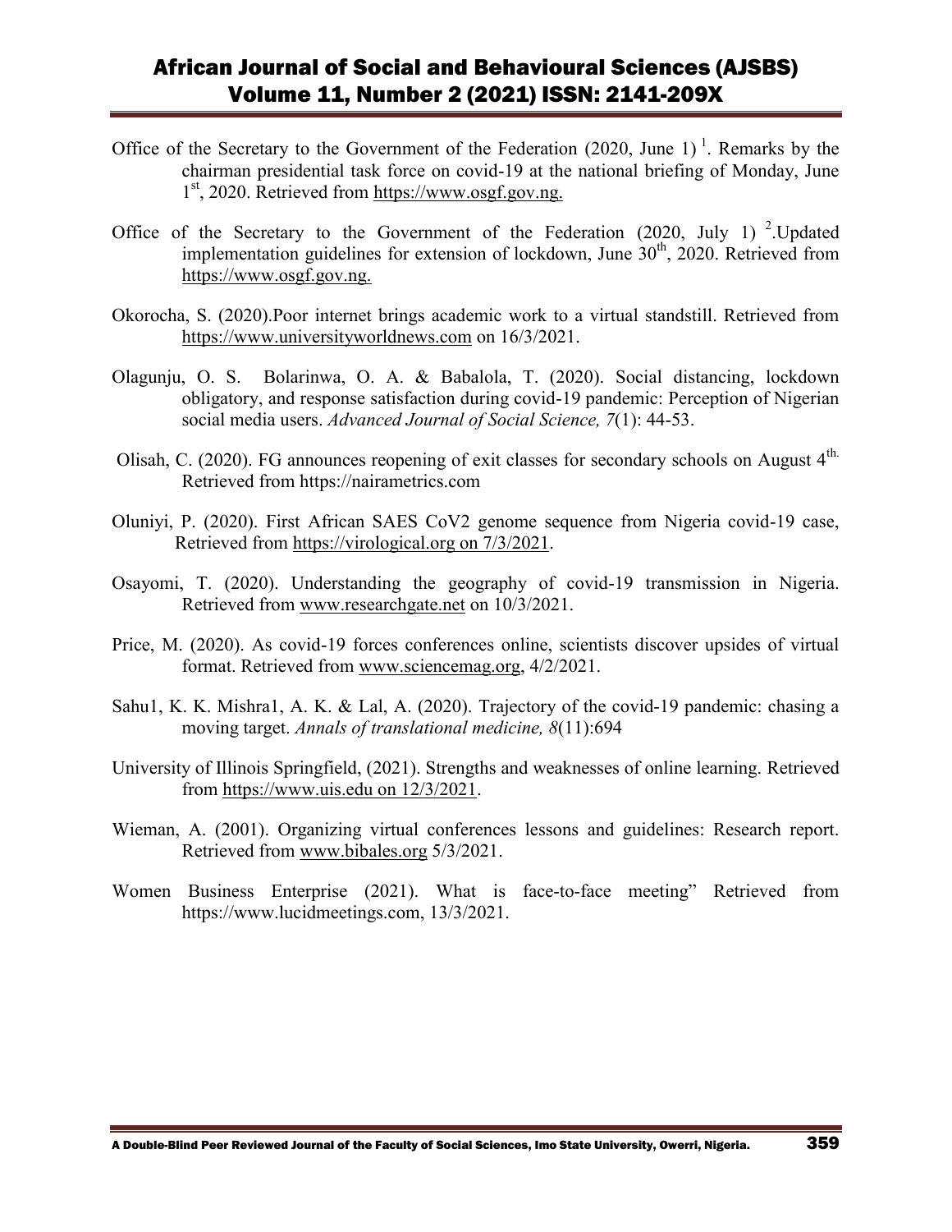Office of the Secretary to the Government of the Federation (2020, June 1) [1]. Remarks by the chairman presidential task force on covid-19 at the national briefing of Monday, June 1st, 2020. Retrieved from https://www.osgf.gov.ng.

Office of the Secretary to the Government of the Federation (2020, July 1) [2].Updated implementation guidelines for extension of lockdown, June 30th, 2020. Retrieved from https://www.osgf.gov.ng.

Okorocha, S. (2020).Poor internet brings academic work to a virtual standstill. Retrieved from https://www.universityworldnews.com on 16/3/2021.

Olagunju, O. S. Bolarinwa, O. A. & Babalola, T. (2020). Social distancing, lockdown obligatory, and response satisfaction during covid-19 pandemic: Perception of Nigerian social media users. *Advanced Journal of Social Science, 7*(1): 44-53.

Olisah, C. (2020). FG announces reopening of exit classes for secondary schools on August 4th. Retrieved from https://nairametrics.com

Oluniyi, P. (2020). First African SAES CoV2 genome sequence from Nigeria covid-19 case, Retrieved from https://virological.org on 7/3/2021.

Osayomi, T. (2020). Understanding the geography of covid-19 transmission in Nigeria. Retrieved from www.researchgate.net on 10/3/2021.

Price, M. (2020). As covid-19 forces conferences online, scientists discover upsides of virtual format. Retrieved from www.sciencemag.org, 4/2/2021.

Sahu1, K. K. Mishra1, A. K. & Lal, A. (2020). Trajectory of the covid-19 pandemic: chasing a moving target. *Annals of translational medicine, 8*(11):694

University of Illinois Springfield, (2021). Strengths and weaknesses of online learning. Retrieved from https://www.uis.edu on 12/3/2021.

Wieman, A. (2001). Organizing virtual conferences lessons and guidelines: Research report. Retrieved from www.bibales.org 5/3/2021.

Women Business Enterprise (2021). What is face-to-face meeting" Retrieved from https://www.lucidmeetings.com, 13/3/2021.